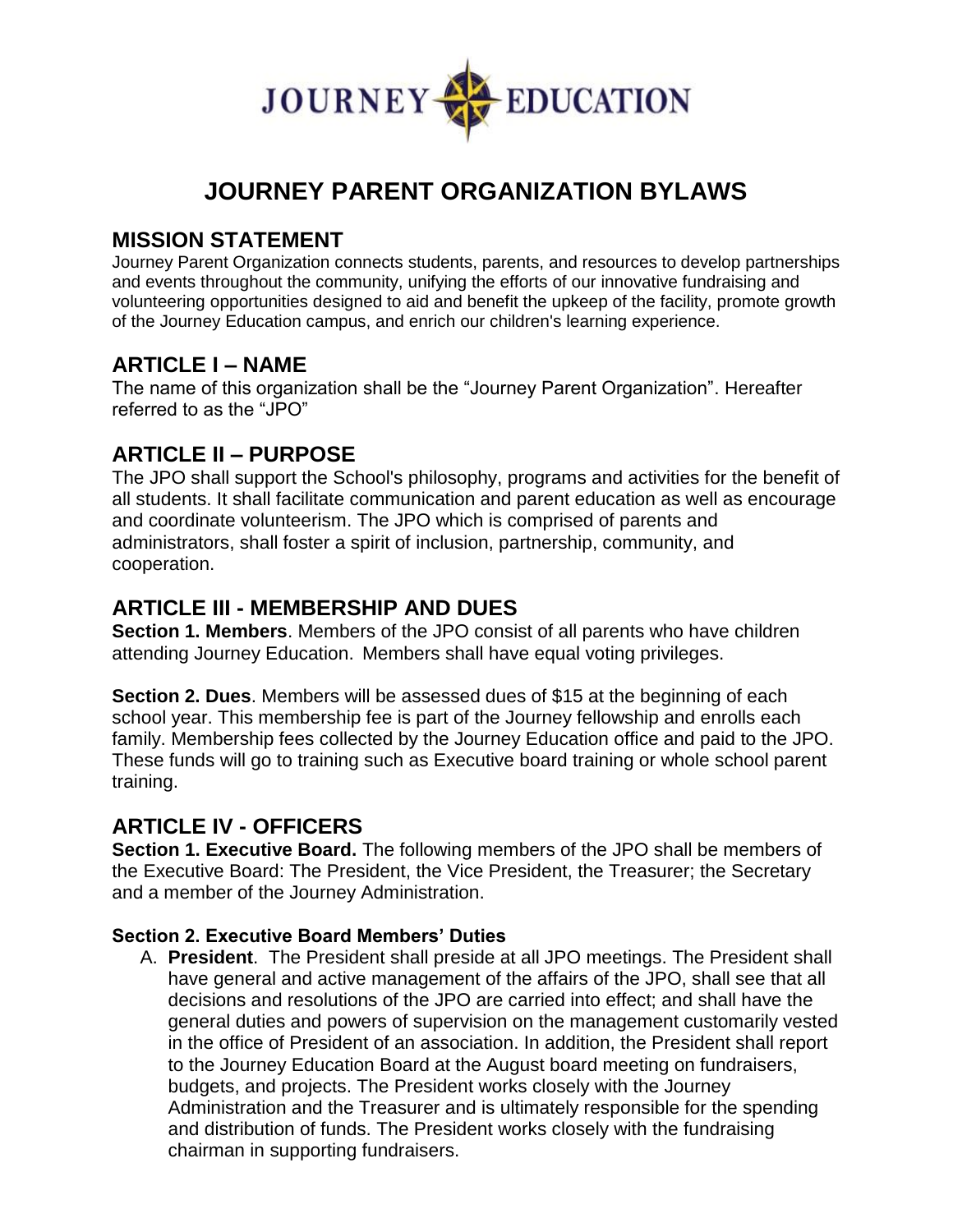JOURNEY EDUCATION

# JOURNEY PARENT ORGANIZATION BYLAWS

## MISSION STATEMENT

Journey Parent Organization connects students, parents, and resources to develop partnerships and events throughout the community, unifying the efforts of our innovative fundraising and volunteering opportunities designed to aid and benefit the upkeep of the facility, promote growth of the Journey Education campus, and enrich our children's learning experience.

## ARTICLE I – NAME

The name of this organization shall be the "Journey Parent Organization". Hereafter referred to as the "JPO"

## ARTICLE II – PURPOSE

The JPO shall support the School's philosophy, programs and activities for the benefit of all students. It shall facilitate communication and parent education as well as encourage and coordinate volunteerism. The JPO which is comprised of parents and administrators, shall foster a spirit of inclusion, partnership, community, and cooperation.

## ARTICLE III - MEMBERSHIP AND DUES

**Section 1. Members**. Members of the JPO consist of all parents who have children attending Journey Education. Members shall have equal voting privileges.

**Section 2. Dues**. Members will be assessed dues of $15 at the beginning of each school year. This membership fee is part of the Journey fellowship and enrolls each family. Membership fees collected by the Journey Education office and paid to the JPO. These funds will go to training such as Executive board training or whole school parent training.

## ARTICLE IV - OFFICERS

**Section 1. Executive Board.** The following members of the JPO shall be members of the Executive Board: The President, the Vice President, the Treasurer; the Secretary and a member of the Journey Administration.

**Section 2. Executive Board Members' Duties**

A. **President**. The President shall preside at all JPO meetings. The President shall have general and active management of the affairs of the JPO, shall see that all decisions and resolutions of the JPO are carried into effect; and shall have the general duties and powers of supervision on the management customarily vested in the office of President of an association. In addition, the President shall report to the Journey Education Board at the August board meeting on fundraisers, budgets, and projects. The President works closely with the Journey Administration and the Treasurer and is ultimately responsible for the spending and distribution of funds. The President works closely with the fundraising chairman in supporting fundraisers.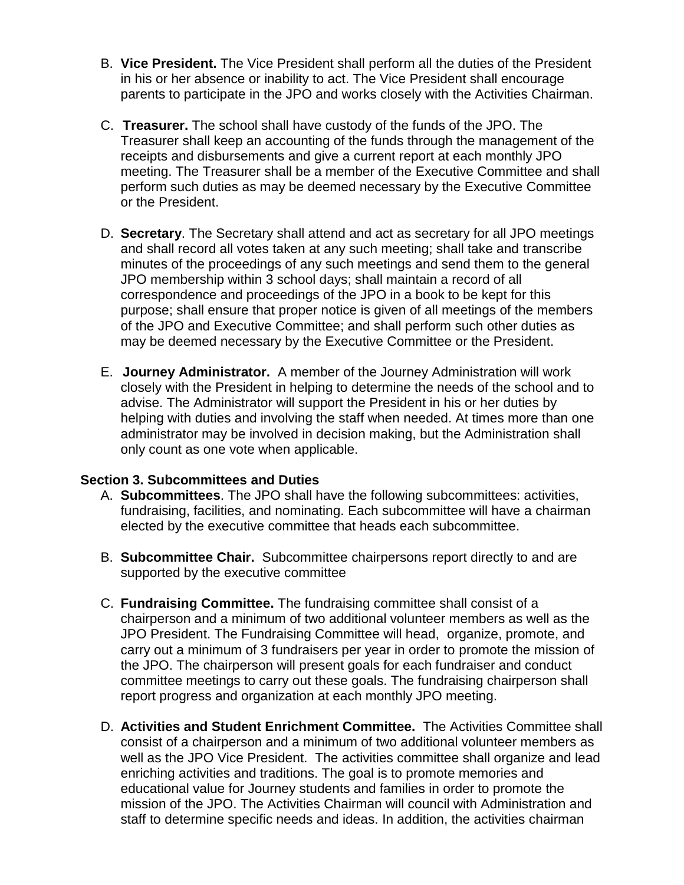B. **Vice President.** The Vice President shall perform all the duties of the President in his or her absence or inability to act. The Vice President shall encourage parents to participate in the JPO and works closely with the Activities Chairman.

C. **Treasurer.** The school shall have custody of the funds of the JPO. The Treasurer shall keep an accounting of the funds through the management of the receipts and disbursements and give a current report at each monthly JPO meeting. The Treasurer shall be a member of the Executive Committee and shall perform such duties as may be deemed necessary by the Executive Committee or the President.

D. **Secretary**. The Secretary shall attend and act as secretary for all JPO meetings and shall record all votes taken at any such meeting; shall take and transcribe minutes of the proceedings of any such meetings and send them to the general JPO membership within 3 school days; shall maintain a record of all correspondence and proceedings of the JPO in a book to be kept for this purpose; shall ensure that proper notice is given of all meetings of the members of the JPO and Executive Committee; and shall perform such other duties as may be deemed necessary by the Executive Committee or the President.

E. **Journey Administrator.** A member of the Journey Administration will work closely with the President in helping to determine the needs of the school and to advise. The Administrator will support the President in his or her duties by helping with duties and involving the staff when needed. At times more than one administrator may be involved in decision making, but the Administration shall only count as one vote when applicable.

**Section 3. Subcommittees and Duties**

A. **Subcommittees**. The JPO shall have the following subcommittees: activities, fundraising, facilities, and nominating. Each subcommittee will have a chairman elected by the executive committee that heads each subcommittee.

B. **Subcommittee Chair.** Subcommittee chairpersons report directly to and are supported by the executive committee

C. **Fundraising Committee.** The fundraising committee shall consist of a chairperson and a minimum of two additional volunteer members as well as the JPO President. The Fundraising Committee will head, organize, promote, and carry out a minimum of 3 fundraisers per year in order to promote the mission of the JPO. The chairperson will present goals for each fundraiser and conduct committee meetings to carry out these goals. The fundraising chairperson shall report progress and organization at each monthly JPO meeting.

D. **Activities and Student Enrichment Committee.** The Activities Committee shall consist of a chairperson and a minimum of two additional volunteer members as well as the JPO Vice President. The activities committee shall organize and lead enriching activities and traditions. The goal is to promote memories and educational value for Journey students and families in order to promote the mission of the JPO. The Activities Chairman will council with Administration and staff to determine specific needs and ideas. In addition, the activities chairman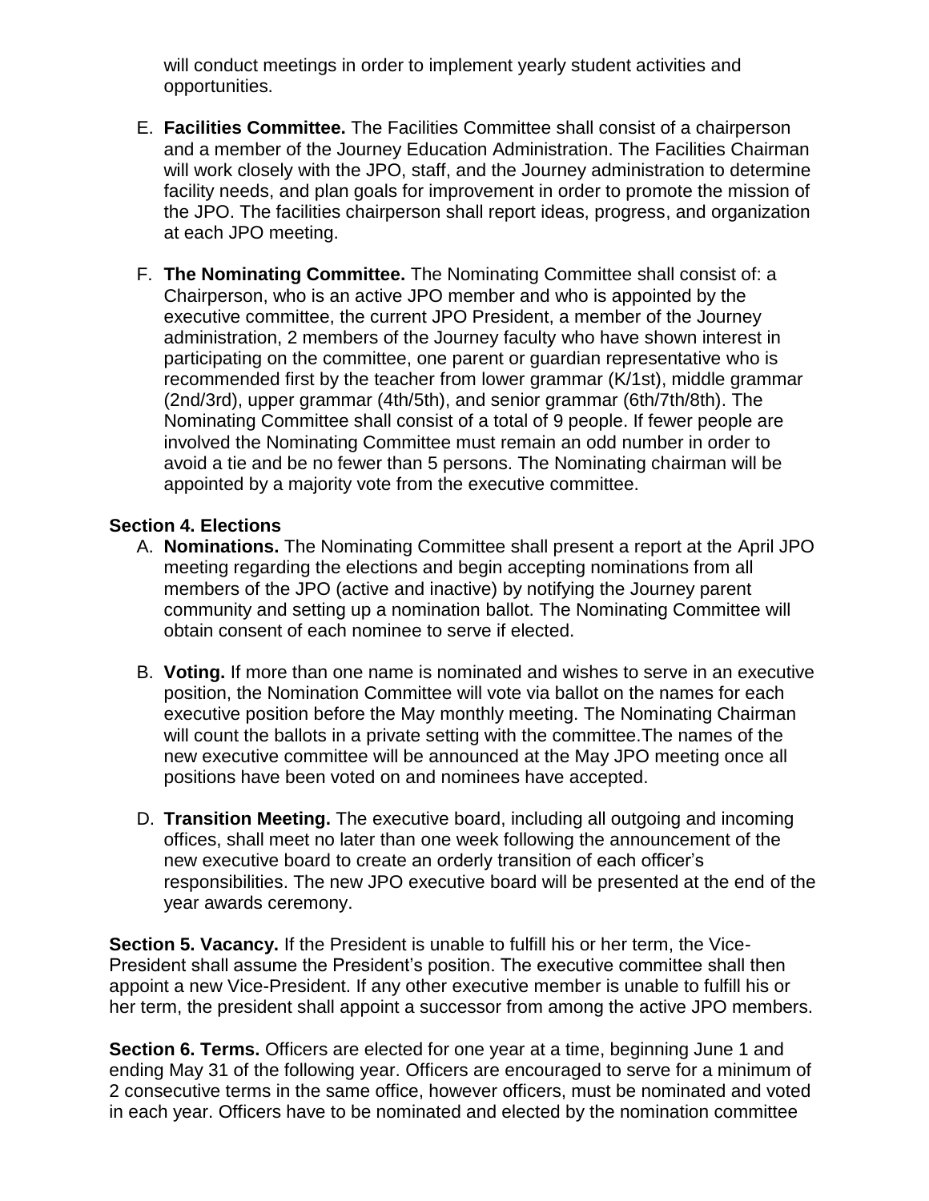will conduct meetings in order to implement yearly student activities and opportunities.

E. **Facilities Committee.** The Facilities Committee shall consist of a chairperson and a member of the Journey Education Administration. The Facilities Chairman will work closely with the JPO, staff, and the Journey administration to determine facility needs, and plan goals for improvement in order to promote the mission of the JPO. The facilities chairperson shall report ideas, progress, and organization at each JPO meeting.

F. **The Nominating Committee.** The Nominating Committee shall consist of: a Chairperson, who is an active JPO member and who is appointed by the executive committee, the current JPO President, a member of the Journey administration, 2 members of the Journey faculty who have shown interest in participating on the committee, one parent or guardian representative who is recommended first by the teacher from lower grammar (K/1st), middle grammar (2nd/3rd), upper grammar (4th/5th), and senior grammar (6th/7th/8th). The Nominating Committee shall consist of a total of 9 people. If fewer people are involved the Nominating Committee must remain an odd number in order to avoid a tie and be no fewer than 5 persons. The Nominating chairman will be appointed by a majority vote from the executive committee.

**Section 4. Elections**

A. **Nominations.** The Nominating Committee shall present a report at the April JPO meeting regarding the elections and begin accepting nominations from all members of the JPO (active and inactive) by notifying the Journey parent community and setting up a nomination ballot. The Nominating Committee will obtain consent of each nominee to serve if elected.

B. **Voting.** If more than one name is nominated and wishes to serve in an executive position, the Nomination Committee will vote via ballot on the names for each executive position before the May monthly meeting. The Nominating Chairman will count the ballots in a private setting with the committee.The names of the new executive committee will be announced at the May JPO meeting once all positions have been voted on and nominees have accepted.

D. **Transition Meeting.** The executive board, including all outgoing and incoming offices, shall meet no later than one week following the announcement of the new executive board to create an orderly transition of each officer's responsibilities. The new JPO executive board will be presented at the end of the year awards ceremony.

**Section 5. Vacancy.** If the President is unable to fulfill his or her term, the Vice-President shall assume the President's position. The executive committee shall then appoint a new Vice-President. If any other executive member is unable to fulfill his or her term, the president shall appoint a successor from among the active JPO members.

**Section 6. Terms.** Officers are elected for one year at a time, beginning June 1 and ending May 31 of the following year. Officers are encouraged to serve for a minimum of 2 consecutive terms in the same office, however officers, must be nominated and voted in each year. Officers have to be nominated and elected by the nomination committee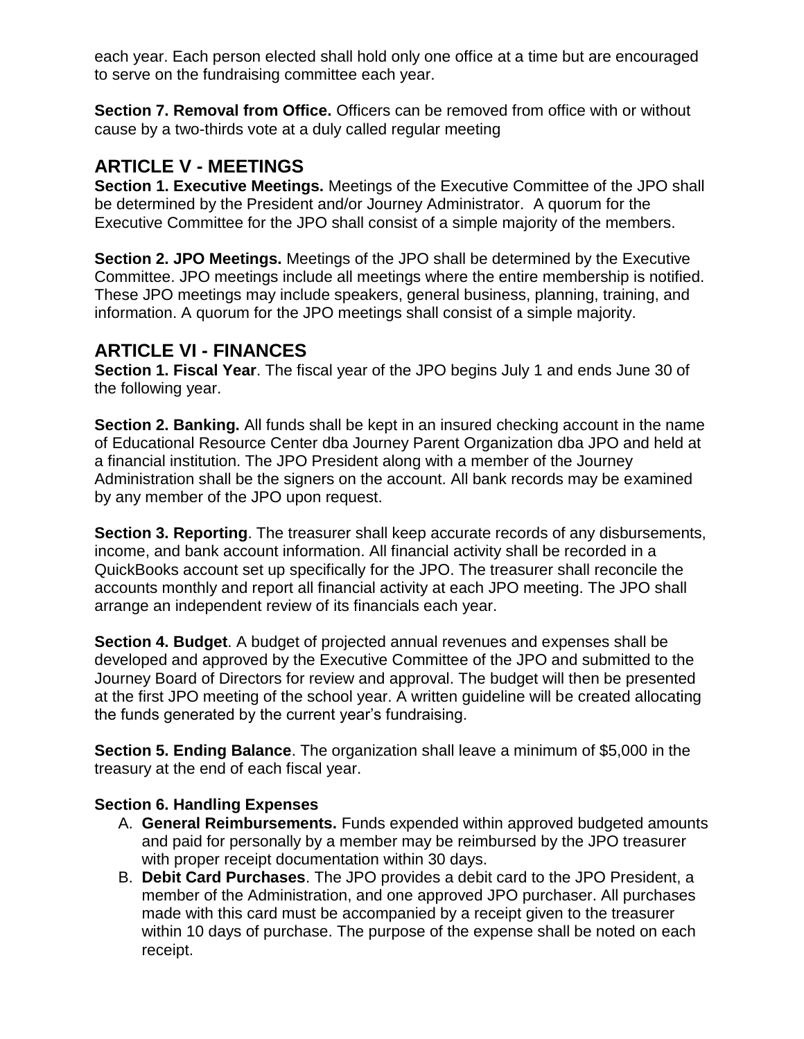each year. Each person elected shall hold only one office at a time but are encouraged to serve on the fundraising committee each year.

**Section 7. Removal from Office.** Officers can be removed from office with or without cause by a two-thirds vote at a duly called regular meeting

## ARTICLE V - MEETINGS

**Section 1. Executive Meetings.** Meetings of the Executive Committee of the JPO shall be determined by the President and/or Journey Administrator. A quorum for the Executive Committee for the JPO shall consist of a simple majority of the members.

**Section 2. JPO Meetings.** Meetings of the JPO shall be determined by the Executive Committee. JPO meetings include all meetings where the entire membership is notified. These JPO meetings may include speakers, general business, planning, training, and information. A quorum for the JPO meetings shall consist of a simple majority.

## ARTICLE VI - FINANCES

**Section 1. Fiscal Year**. The fiscal year of the JPO begins July 1 and ends June 30 of the following year.

**Section 2. Banking.** All funds shall be kept in an insured checking account in the name of Educational Resource Center dba Journey Parent Organization dba JPO and held at a financial institution. The JPO President along with a member of the Journey Administration shall be the signers on the account. All bank records may be examined by any member of the JPO upon request.

**Section 3. Reporting**. The treasurer shall keep accurate records of any disbursements, income, and bank account information. All financial activity shall be recorded in a QuickBooks account set up specifically for the JPO. The treasurer shall reconcile the accounts monthly and report all financial activity at each JPO meeting. The JPO shall arrange an independent review of its financials each year.

**Section 4. Budget**. A budget of projected annual revenues and expenses shall be developed and approved by the Executive Committee of the JPO and submitted to the Journey Board of Directors for review and approval. The budget will then be presented at the first JPO meeting of the school year. A written guideline will be created allocating the funds generated by the current year's fundraising.

**Section 5. Ending Balance**. The organization shall leave a minimum of $5,000 in the treasury at the end of each fiscal year.

**Section 6. Handling Expenses**

A. **General Reimbursements.** Funds expended within approved budgeted amounts and paid for personally by a member may be reimbursed by the JPO treasurer with proper receipt documentation within 30 days.
B. **Debit Card Purchases**. The JPO provides a debit card to the JPO President, a member of the Administration, and one approved JPO purchaser. All purchases made with this card must be accompanied by a receipt given to the treasurer within 10 days of purchase. The purpose of the expense shall be noted on each receipt.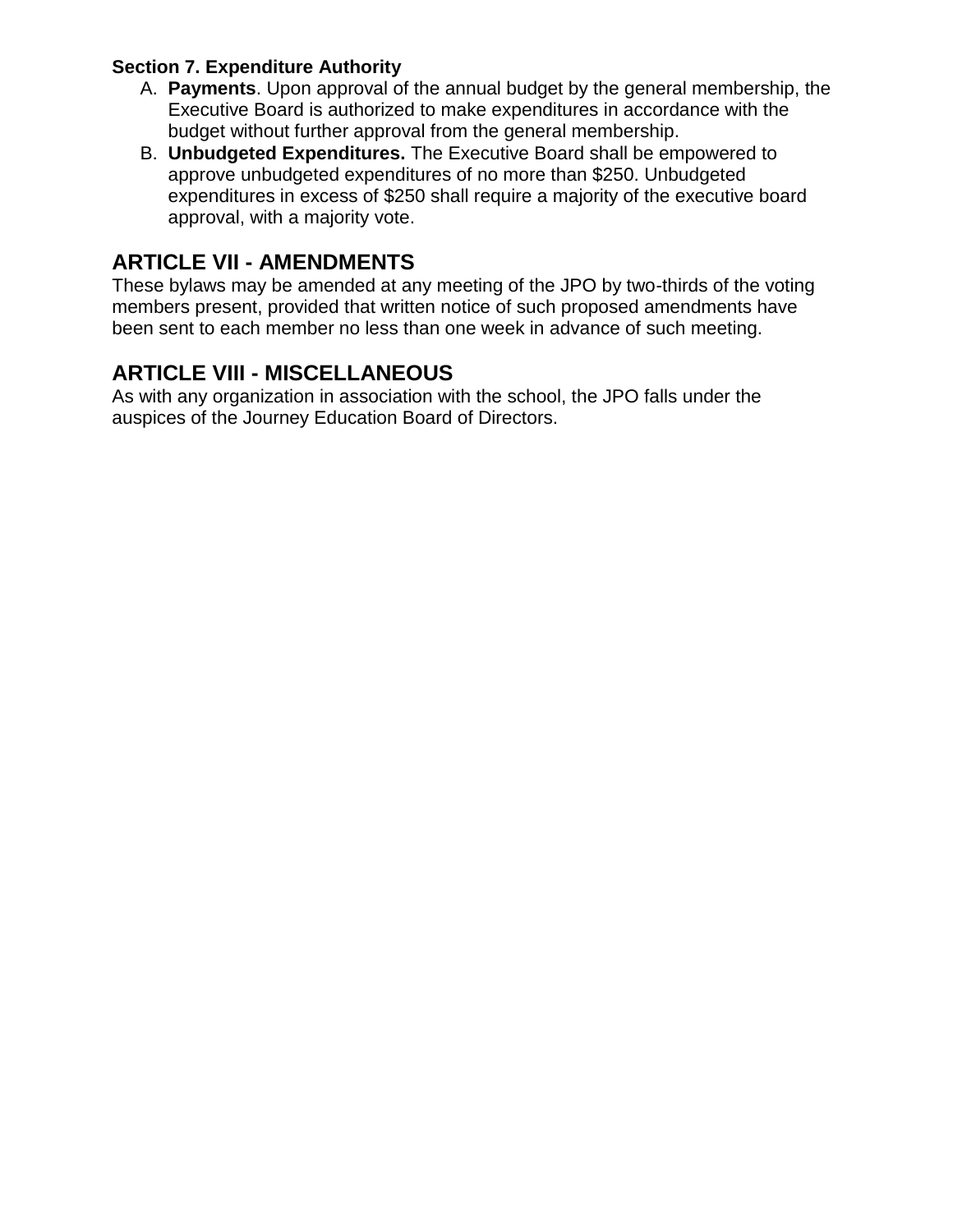**Section 7. Expenditure Authority**

A. **Payments**. Upon approval of the annual budget by the general membership, the Executive Board is authorized to make expenditures in accordance with the budget without further approval from the general membership.
B. **Unbudgeted Expenditures.** The Executive Board shall be empowered to approve unbudgeted expenditures of no more than $250. Unbudgeted expenditures in excess of $250 shall require a majority of the executive board approval, with a majority vote.

## ARTICLE VII - AMENDMENTS

These bylaws may be amended at any meeting of the JPO by two-thirds of the voting members present, provided that written notice of such proposed amendments have been sent to each member no less than one week in advance of such meeting.

## ARTICLE VIII - MISCELLANEOUS

As with any organization in association with the school, the JPO falls under the auspices of the Journey Education Board of Directors.